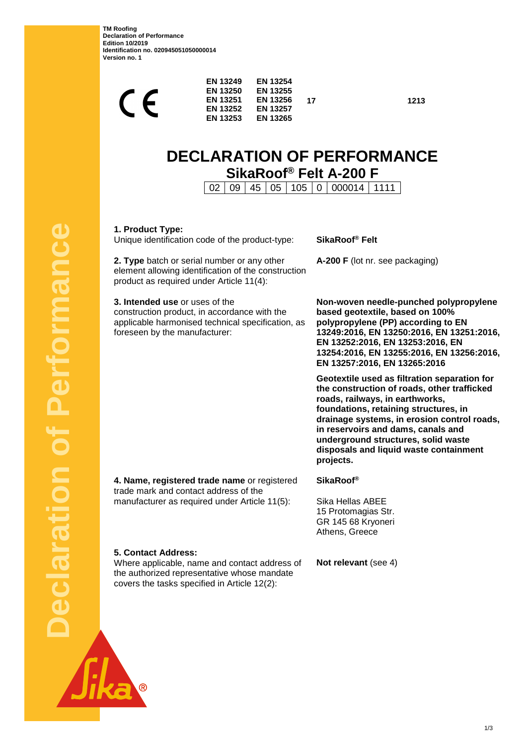**TM Roofing**
**Declaration of Performance**
**Edition 10/2019**
**Identification no. 020945051050000014**
**Version no. 1**

CE

| | | | |
|---|---|---|---|
| **EN 13249** | **EN 13254** | | |
| **EN 13250** | **EN 13255** | | |
| **EN 13251** | **EN 13256** | **17** | **1213** |
| **EN 13252** | **EN 13257** | | |
| **EN 13253** | **EN 13265** | | |

# DECLARATION OF PERFORMANCE

## SikaRoof® Felt A-200 F

| 02 | 09 | 45 | 05 | 105 | 0 | 000014 | 1111 |
|---|---|---|---|---|---|---|---|

**1. Product Type:**
Unique identification code of the product-type: **SikaRoof® Felt**

**2. Type** batch or serial number or any other element allowing identification of the construction product as required under Article 11(4): **A-200 F** (lot nr. see packaging)

**3. Intended use** or uses of the construction product, in accordance with the applicable harmonised technical specification, as foreseen by the manufacturer:

**Non-woven needle-punched polypropylene based geotextile, based on 100% polypropylene (PP) according to EN 13249:2016, EN 13250:2016, EN 13251:2016, EN 13252:2016, EN 13253:2016, EN 13254:2016, EN 13255:2016, EN 13256:2016, EN 13257:2016, EN 13265:2016**

**Geotextile used as filtration separation for the construction of roads, other trafficked roads, railways, in earthworks, foundations, retaining structures, in drainage systems, in erosion control roads, in reservoirs and dams, canals and underground structures, solid waste disposals and liquid waste containment projects.**

**4. Name, registered trade name** or registered trade mark and contact address of the manufacturer as required under Article 11(5):

**SikaRoof®**

Sika Hellas ABEE
15 Protomagias Str.
GR 145 68 Kryoneri
Athens, Greece

**5. Contact Address:**
Where applicable, name and contact address of the authorized representative whose mandate covers the tasks specified in Article 12(2): **Not relevant** (see 4)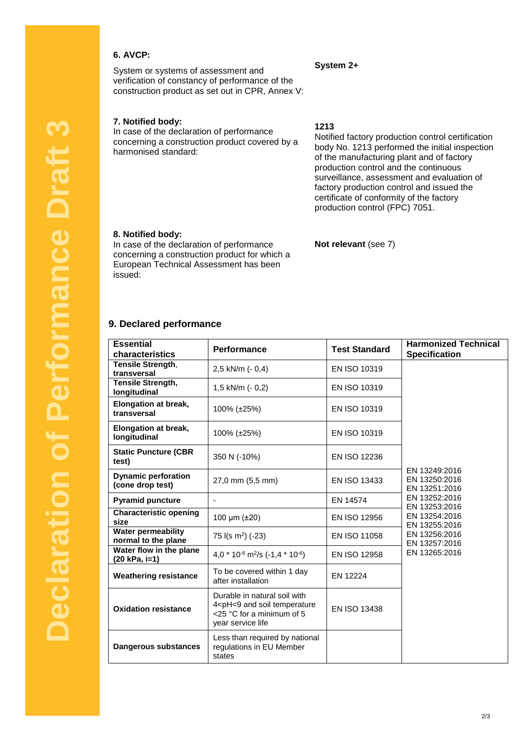Declaration of Performance Draft 3

**6. AVCP:**

System or systems of assessment and verification of constancy of performance of the construction product as set out in CPR, Annex V:

**System 2+**

**7. Notified body:**
In case of the declaration of performance concerning a construction product covered by a harmonised standard:

**1213**
Notified factory production control certification body No. 1213 performed the initial inspection of the manufacturing plant and of factory production control and the continuous surveillance, assessment and evaluation of factory production control and issued the certificate of conformity of the factory production control (FPC) 7051.

**8. Notified body:**
In case of the declaration of performance concerning a construction product for which a European Technical Assessment has been issued:

**Not relevant** (see 7)

## 9. Declared performance

| Essential characteristics | Performance | Test Standard | Harmonized Technical Specification |
|---|---|---|---|
| **Tensile Strength, transversal** | 2,5 kN/m (- 0,4) | EN ISO 10319 | EN 13249:2016 EN 13250:2016 EN 13251:2016 EN 13252:2016 EN 13253:2016 EN 13254:2016 EN 13255:2016 EN 13256:2016 EN 13257:2016 EN 13265:2016 |
| **Tensile Strength, longitudinal** | 1,5 kN/m (- 0,2) | EN ISO 10319 | |
| **Elongation at break, transversal** | 100% (±25%) | EN ISO 10319 | |
| **Elongation at break, longitudinal** | 100% (±25%) | EN ISO 10319 | |
| **Static Puncture (CBR test)** | 350 N (-10%) | EN ISO 12236 | |
| **Dynamic perforation (cone drop test)** | 27,0 mm (5,5 mm) | EN ISO 13433 | |
| **Pyramid puncture** | - | EN 14574 | |
| **Characteristic opening size** | 100 µm (±20) | EN ISO 12956 | |
| **Water permeability normal to the plane** | 75 l(s $m^2$) (-23) | EN ISO 11058 | |
| **Water flow in the plane (20 kPa, i=1)** | 4,0 * $10^{-6}$ $m^2$/s (-1,4 * $10^{-6}$) | EN ISO 12958 | |
| **Weathering resistance** | To be covered within 1 day after installation | EN 12224 | |
| **Oxidation resistance** | Durable in natural soil with 4<pH<9 and soil temperature <25 °C for a minimum of 5 year service life | EN ISO 13438 | |
| **Dangerous substances** | Less than required by national regulations in EU Member states | | |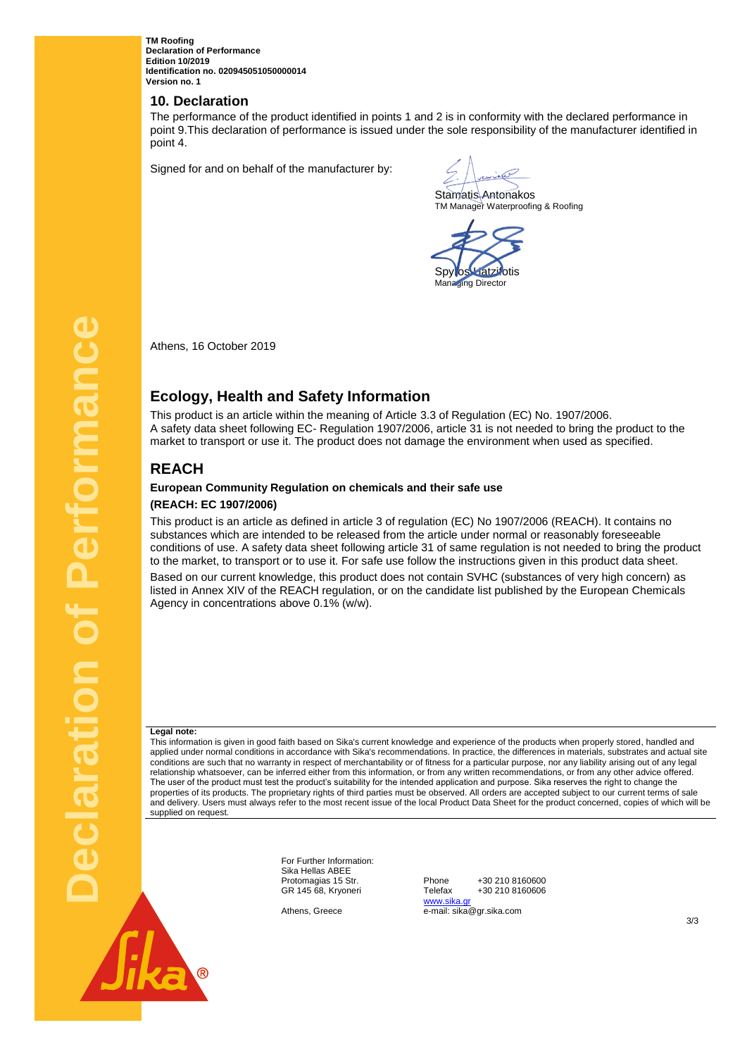**TM Roofing**
**Declaration of Performance**
**Edition 10/2019**
**Identification no. 020945051050000014**
**Version no. 1**

## 10. Declaration

The performance of the product identified in points 1 and 2 is in conformity with the declared performance in point 9.This declaration of performance is issued under the sole responsibility of the manufacturer identified in point 4.

Signed for and on behalf of the manufacturer by:

Stamatis Antonakos
TM Manager Waterproofing & Roofing

Spyros Hatzifotis
Managing Director

Athens, 16 October 2019

## Ecology, Health and Safety Information

This product is an article within the meaning of Article 3.3 of Regulation (EC) No. 1907/2006.
A safety data sheet following EC- Regulation 1907/2006, article 31 is not needed to bring the product to the market to transport or use it. The product does not damage the environment when used as specified.

## REACH

**European Community Regulation on chemicals and their safe use**

**(REACH: EC 1907/2006)**

This product is an article as defined in article 3 of regulation (EC) No 1907/2006 (REACH). It contains no substances which are intended to be released from the article under normal or reasonably foreseeable conditions of use. A safety data sheet following article 31 of same regulation is not needed to bring the product to the market, to transport or to use it. For safe use follow the instructions given in this product data sheet.

Based on our current knowledge, this product does not contain SVHC (substances of very high concern) as listed in Annex XIV of the REACH regulation, or on the candidate list published by the European Chemicals Agency in concentrations above 0.1% (w/w).

**Legal note:**
This information is given in good faith based on Sika's current knowledge and experience of the products when properly stored, handled and applied under normal conditions in accordance with Sika's recommendations. In practice, the differences in materials, substrates and actual site conditions are such that no warranty in respect of merchantability or of fitness for a particular purpose, nor any liability arising out of any legal relationship whatsoever, can be inferred either from this information, or from any written recommendations, or from any other advice offered. The user of the product must test the product's suitability for the intended application and purpose. Sika reserves the right to change the properties of its products. The proprietary rights of third parties must be observed. All orders are accepted subject to our current terms of sale and delivery. Users must always refer to the most recent issue of the local Product Data Sheet for the product concerned, copies of which will be supplied on request.

For Further Information:
Sika Hellas ABEE
Protomagias 15 Str.
GR 145 68, Kryoneri

Athens, Greece

Phone +30 210 8160600
Telefax +30 210 8160606
www.sika.gr
e-mail: sika@gr.sika.com